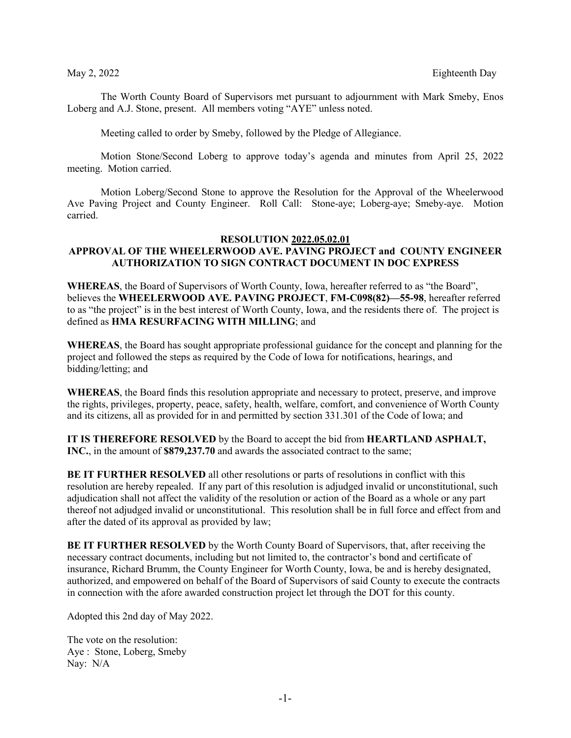May 2, 2022 Eighteenth Day

The Worth County Board of Supervisors met pursuant to adjournment with Mark Smeby, Enos Loberg and A.J. Stone, present. All members voting "AYE" unless noted.

Meeting called to order by Smeby, followed by the Pledge of Allegiance.

Motion Stone/Second Loberg to approve today's agenda and minutes from April 25, 2022 meeting. Motion carried.

Motion Loberg/Second Stone to approve the Resolution for the Approval of the Wheelerwood Ave Paving Project and County Engineer. Roll Call: Stone-aye; Loberg-aye; Smeby-aye. Motion carried.

**RESOLUTION 2022.05.02.01**
**APPROVAL OF THE WHEELERWOOD AVE. PAVING PROJECT and COUNTY ENGINEER AUTHORIZATION TO SIGN CONTRACT DOCUMENT IN DOC EXPRESS**

**WHEREAS**, the Board of Supervisors of Worth County, Iowa, hereafter referred to as "the Board", believes the **WHEELERWOOD AVE. PAVING PROJECT**, **FM-C098(82)—55-98**, hereafter referred to as "the project" is in the best interest of Worth County, Iowa, and the residents there of. The project is defined as **HMA RESURFACING WITH MILLING**; and

**WHEREAS**, the Board has sought appropriate professional guidance for the concept and planning for the project and followed the steps as required by the Code of Iowa for notifications, hearings, and bidding/letting; and

**WHEREAS**, the Board finds this resolution appropriate and necessary to protect, preserve, and improve the rights, privileges, property, peace, safety, health, welfare, comfort, and convenience of Worth County and its citizens, all as provided for in and permitted by section 331.301 of the Code of Iowa; and

**IT IS THEREFORE RESOLVED** by the Board to accept the bid from **HEARTLAND ASPHALT, INC.**, in the amount of **$879,237.70** and awards the associated contract to the same;

**BE IT FURTHER RESOLVED** all other resolutions or parts of resolutions in conflict with this resolution are hereby repealed. If any part of this resolution is adjudged invalid or unconstitutional, such adjudication shall not affect the validity of the resolution or action of the Board as a whole or any part thereof not adjudged invalid or unconstitutional. This resolution shall be in full force and effect from and after the dated of its approval as provided by law;

**BE IT FURTHER RESOLVED** by the Worth County Board of Supervisors, that, after receiving the necessary contract documents, including but not limited to, the contractor's bond and certificate of insurance, Richard Brumm, the County Engineer for Worth County, Iowa, be and is hereby designated, authorized, and empowered on behalf of the Board of Supervisors of said County to execute the contracts in connection with the afore awarded construction project let through the DOT for this county.

Adopted this 2nd day of May 2022.

The vote on the resolution:
Aye : Stone, Loberg, Smeby
Nay: N/A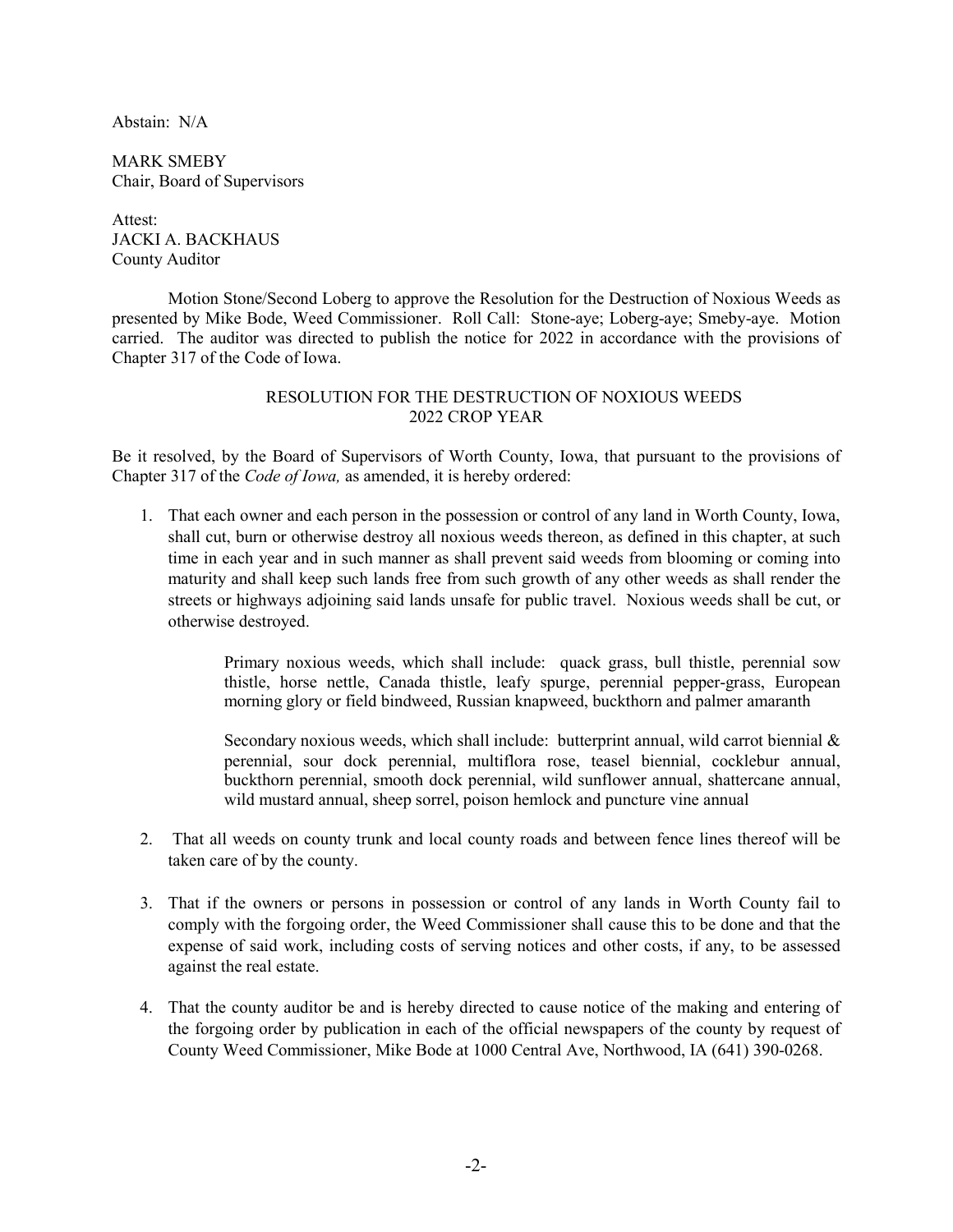Abstain: N/A

MARK SMEBY
Chair, Board of Supervisors

Attest:
JACKI A. BACKHAUS
County Auditor

Motion Stone/Second Loberg to approve the Resolution for the Destruction of Noxious Weeds as presented by Mike Bode, Weed Commissioner. Roll Call: Stone-aye; Loberg-aye; Smeby-aye. Motion carried. The auditor was directed to publish the notice for 2022 in accordance with the provisions of Chapter 317 of the Code of Iowa.

RESOLUTION FOR THE DESTRUCTION OF NOXIOUS WEEDS
2022 CROP YEAR

Be it resolved, by the Board of Supervisors of Worth County, Iowa, that pursuant to the provisions of Chapter 317 of the *Code of Iowa,* as amended, it is hereby ordered:

1. That each owner and each person in the possession or control of any land in Worth County, Iowa, shall cut, burn or otherwise destroy all noxious weeds thereon, as defined in this chapter, at such time in each year and in such manner as shall prevent said weeds from blooming or coming into maturity and shall keep such lands free from such growth of any other weeds as shall render the streets or highways adjoining said lands unsafe for public travel. Noxious weeds shall be cut, or otherwise destroyed.

   Primary noxious weeds, which shall include: quack grass, bull thistle, perennial sow thistle, horse nettle, Canada thistle, leafy spurge, perennial pepper-grass, European morning glory or field bindweed, Russian knapweed, buckthorn and palmer amaranth

   Secondary noxious weeds, which shall include: butterprint annual, wild carrot biennial & perennial, sour dock perennial, multiflora rose, teasel biennial, cocklebur annual, buckthorn perennial, smooth dock perennial, wild sunflower annual, shattercane annual, wild mustard annual, sheep sorrel, poison hemlock and puncture vine annual

2. That all weeds on county trunk and local county roads and between fence lines thereof will be taken care of by the county.

3. That if the owners or persons in possession or control of any lands in Worth County fail to comply with the forgoing order, the Weed Commissioner shall cause this to be done and that the expense of said work, including costs of serving notices and other costs, if any, to be assessed against the real estate.

4. That the county auditor be and is hereby directed to cause notice of the making and entering of the forgoing order by publication in each of the official newspapers of the county by request of County Weed Commissioner, Mike Bode at 1000 Central Ave, Northwood, IA (641) 390-0268.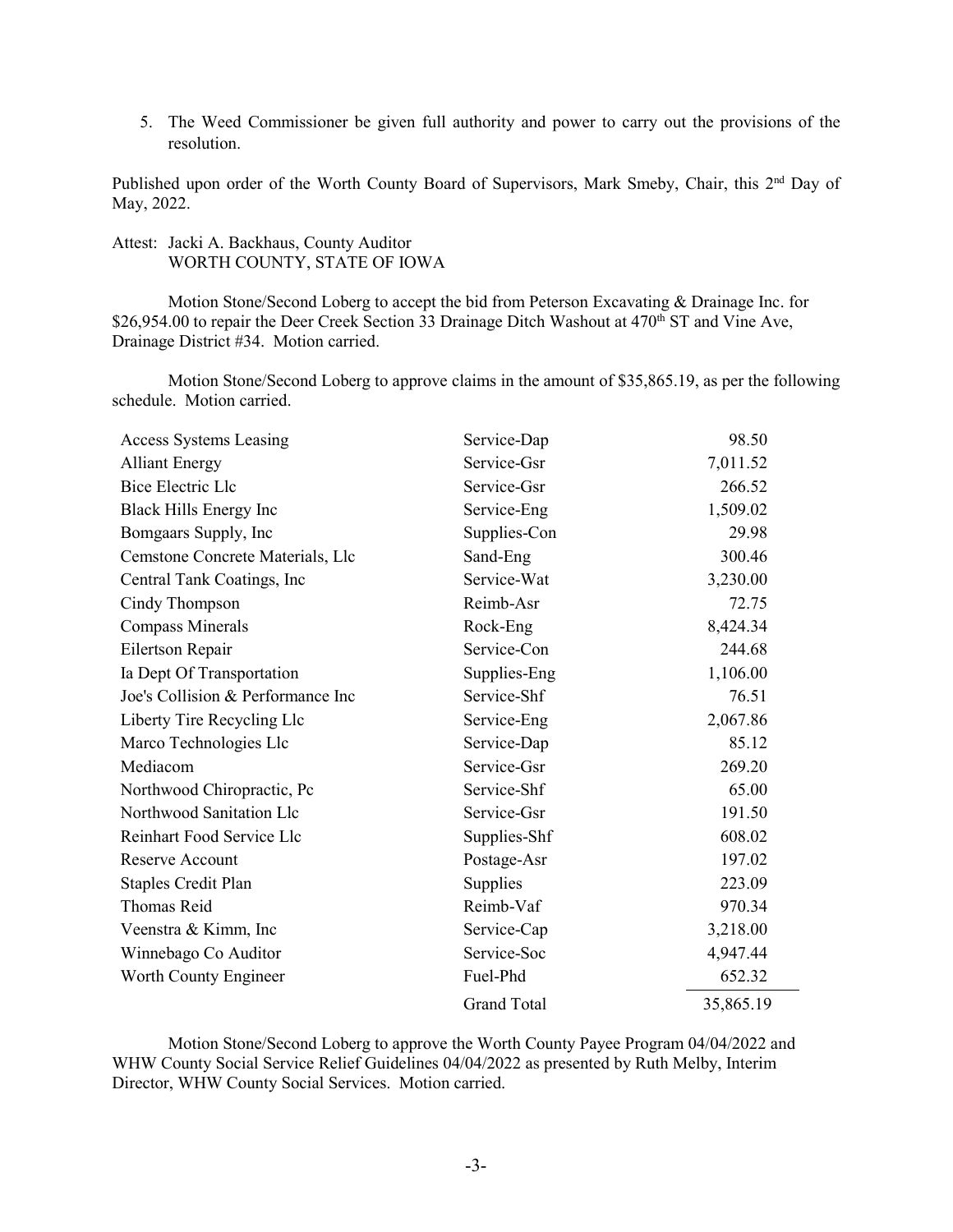5. The Weed Commissioner be given full authority and power to carry out the provisions of the resolution.

Published upon order of the Worth County Board of Supervisors, Mark Smeby, Chair, this 2nd Day of May, 2022.

Attest: Jacki A. Backhaus, County Auditor
WORTH COUNTY, STATE OF IOWA

Motion Stone/Second Loberg to accept the bid from Peterson Excavating & Drainage Inc. for $26,954.00 to repair the Deer Creek Section 33 Drainage Ditch Washout at 470th ST and Vine Ave, Drainage District #34. Motion carried.

Motion Stone/Second Loberg to approve claims in the amount of $35,865.19, as per the following schedule. Motion carried.

| | | |
|---|---|---|
| Access Systems Leasing | Service-Dap | 98.50 |
| Alliant Energy | Service-Gsr | 7,011.52 |
| Bice Electric Llc | Service-Gsr | 266.52 |
| Black Hills Energy Inc | Service-Eng | 1,509.02 |
| Bomgaars Supply, Inc | Supplies-Con | 29.98 |
| Cemstone Concrete Materials, Llc | Sand-Eng | 300.46 |
| Central Tank Coatings, Inc | Service-Wat | 3,230.00 |
| Cindy Thompson | Reimb-Asr | 72.75 |
| Compass Minerals | Rock-Eng | 8,424.34 |
| Eilertson Repair | Service-Con | 244.68 |
| Ia Dept Of Transportation | Supplies-Eng | 1,106.00 |
| Joe's Collision & Performance Inc | Service-Shf | 76.51 |
| Liberty Tire Recycling Llc | Service-Eng | 2,067.86 |
| Marco Technologies Llc | Service-Dap | 85.12 |
| Mediacom | Service-Gsr | 269.20 |
| Northwood Chiropractic, Pc | Service-Shf | 65.00 |
| Northwood Sanitation Llc | Service-Gsr | 191.50 |
| Reinhart Food Service Llc | Supplies-Shf | 608.02 |
| Reserve Account | Postage-Asr | 197.02 |
| Staples Credit Plan | Supplies | 223.09 |
| Thomas Reid | Reimb-Vaf | 970.34 |
| Veenstra & Kimm, Inc | Service-Cap | 3,218.00 |
| Winnebago Co Auditor | Service-Soc | 4,947.44 |
| Worth County Engineer | Fuel-Phd | 652.32 |
| | Grand Total | 35,865.19 |

Motion Stone/Second Loberg to approve the Worth County Payee Program 04/04/2022 and WHW County Social Service Relief Guidelines 04/04/2022 as presented by Ruth Melby, Interim Director, WHW County Social Services. Motion carried.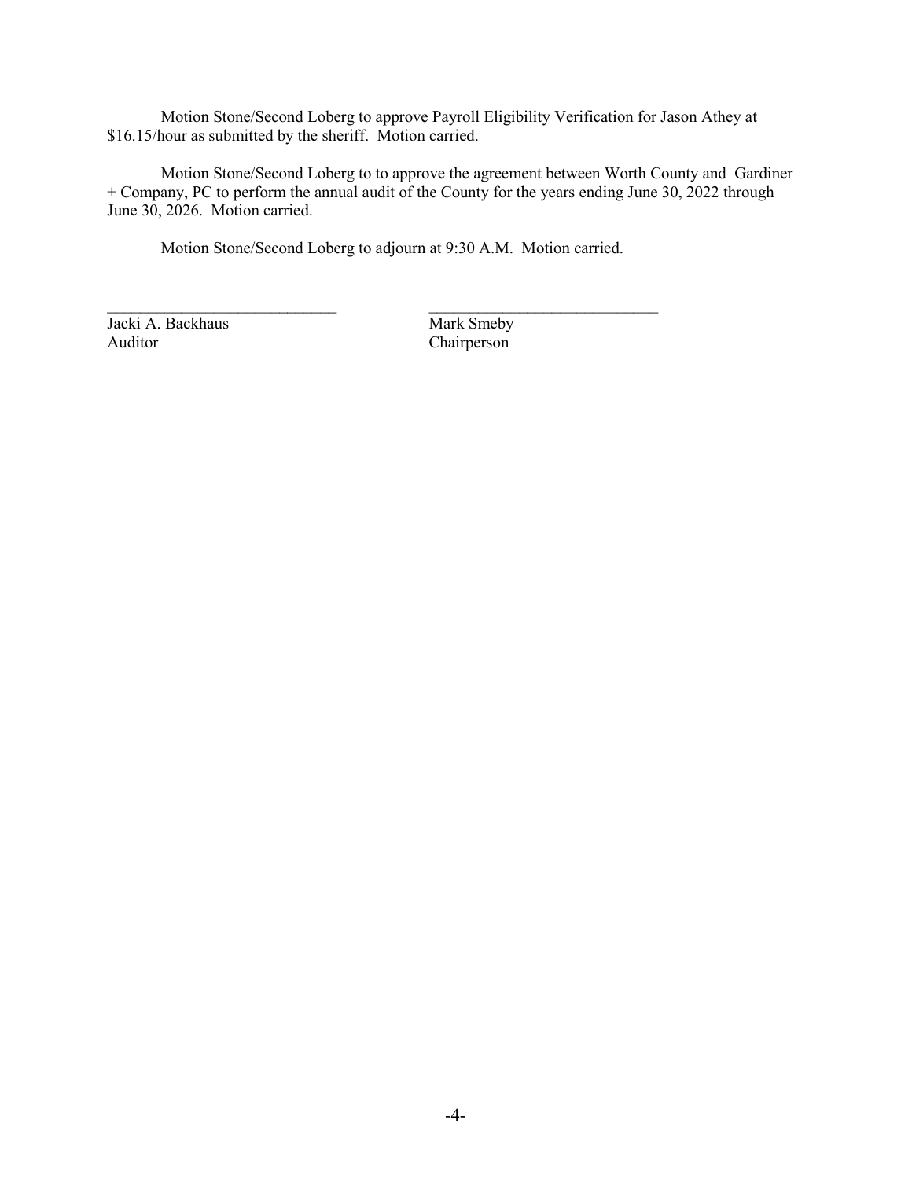Motion Stone/Second Loberg to approve Payroll Eligibility Verification for Jason Athey at $16.15/hour as submitted by the sheriff. Motion carried.

Motion Stone/Second Loberg to to approve the agreement between Worth County and Gardiner + Company, PC to perform the annual audit of the County for the years ending June 30, 2022 through June 30, 2026. Motion carried.

Motion Stone/Second Loberg to adjourn at 9:30 A.M. Motion carried.

| | |
|---|---|
| \_\_\_\_\_\_\_\_\_\_\_\_\_\_\_\_\_\_\_\_\_\_\_\_\_\_\_\_\_ | \_\_\_\_\_\_\_\_\_\_\_\_\_\_\_\_\_\_\_\_\_\_\_\_\_\_\_\_\_ |
| Jacki A. Backhaus | Mark Smeby |
| Auditor | Chairperson |